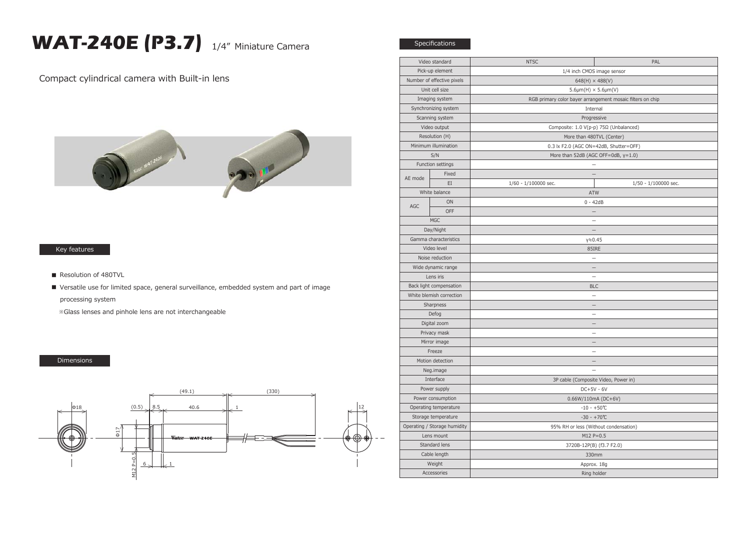# WAT-240E (P3.7) 1/4" Miniature Camera

Compact cylindrical camera with Built-in lens

## Key features

- Resolution of 480TVL
- Versatile use for limited space, general surveillance, embedded system and part of image processing system

※Glass lenses and pinhole lens are not interchangeable

## Dimensions

## Specifications

| Video standard | | NTSC | PAL |
|---|---|---|---|
| Pick-up element | | 1/4 inch CMOS image sensor | |
| Number of effective pixels | | 648(H) × 488(V) | |
| Unit cell size | | 5.6μm(H) × 5.6μm(V) | |
| Imaging system | | RGB primary color bayer arrangement mosaic filters on chip | |
| Synchronizing system | | Internal | |
| Scanning system | | Progressive | |
| Video output | | Composite: 1.0 V(p-p) 75Ω (Unbalanced) | |
| Resolution (H) | | More than 480TVL (Center) | |
| Minimum illumination | | 0.3 lx F2.0 (AGC ON=42dB, Shutter=OFF) | |
| S/N | | More than 52dB (AGC OFF=0dB, γ=1.0) | |
| Function settings | | – | |
| AE mode | Fixed | – | |
| | EI | 1/60 - 1/100000 sec. | 1/50 - 1/100000 sec. |
| White balance | | ATW | |
| AGC | ON | 0 - 42dB | |
| | OFF | – | |
| MGC | | – | |
| Day/Night | | – | |
| Gamma characteristics | | γ≒0.45 | |
| Video level | | 85IRE | |
| Noise reduction | | – | |
| Wide dynamic range | | – | |
| Lens iris | | – | |
| Back light compensation | | BLC | |
| White blemish correction | | – | |
| Sharpness | | – | |
| Defog | | – | |
| Digital zoom | | – | |
| Privacy mask | | – | |
| Mirror image | | – | |
| Freeze | | – | |
| Motion detection | | – | |
| Neg.image | | – | |
| Interface | | 3P cable (Composite Video, Power in) | |
| Power supply | | DC+5V - 6V | |
| Power consumption | | 0.66W/110mA (DC+6V) | |
| Operating temperature | | -10 - +50℃ | |
| Storage temperature | | -30 - +70℃ | |
| Operating / Storage humidity | | 95% RH or less (Without condensation) | |
| Lens mount | | M12 P=0.5 | |
| Standard lens | | 3720B-12P(B) (f3.7 F2.0) | |
| Cable length | | 330mm | |
| Weight | | Approx. 18g | |
| Accessories | | Ring holder | |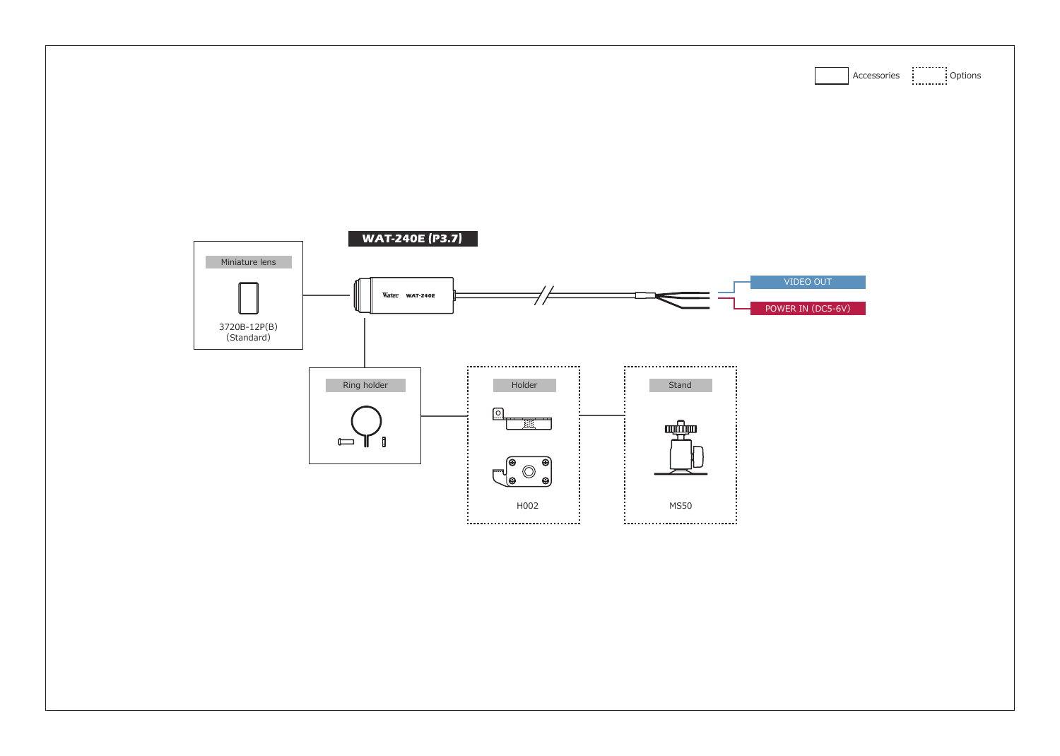Accessories Options

**WAT-240E (P3.7)**

Miniature lens

3720B-12P(B)
(Standard)

VIDEO OUT

POWER IN (DC5-6V)

Ring holder

Holder

H002

Stand

MS50